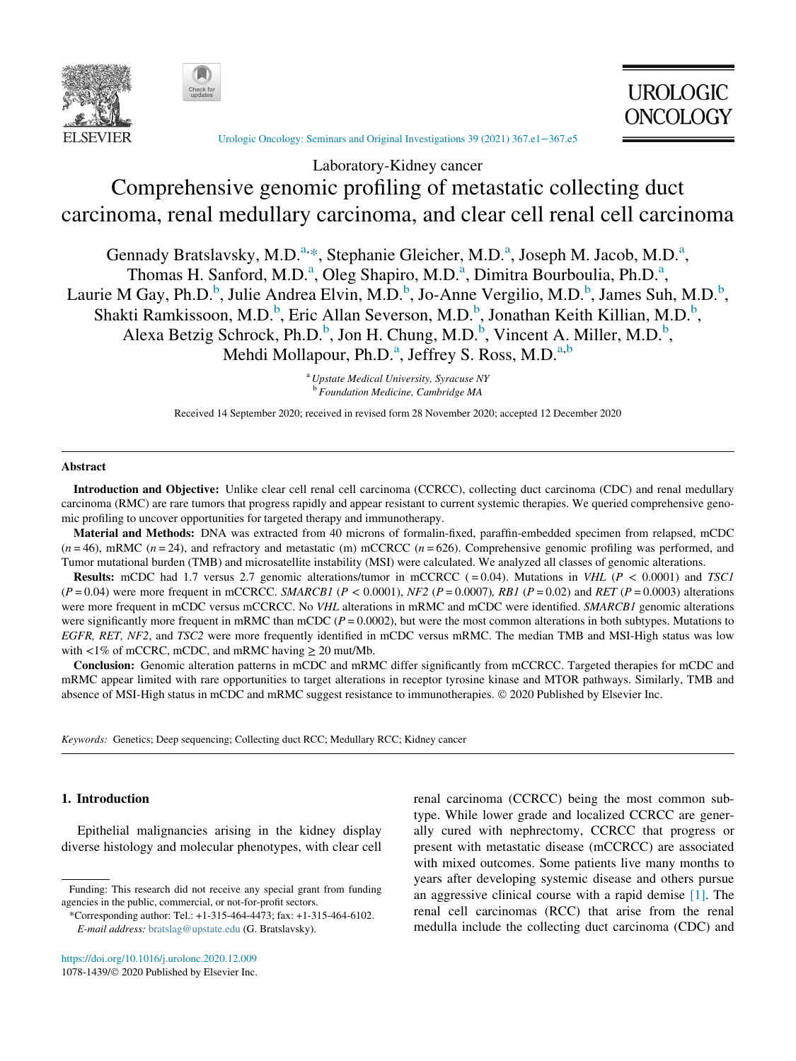Laboratory-Kidney cancer

# Comprehensive genomic profiling of metastatic collecting duct carcinoma, renal medullary carcinoma, and clear cell renal cell carcinoma

Gennady Bratslavsky, M.D.[a,*], Stephanie Gleicher, M.D.[a], Joseph M. Jacob, M.D.[a], Thomas H. Sanford, M.D.[a], Oleg Shapiro, M.D.[a], Dimitra Bourboulia, Ph.D.[a], Laurie M Gay, Ph.D.[b], Julie Andrea Elvin, M.D.[b], Jo-Anne Vergilio, M.D.[b], James Suh, M.D.[b], Shakti Ramkissoon, M.D.[b], Eric Allan Severson, M.D.[b], Jonathan Keith Killian, M.D.[b], Alexa Betzig Schrock, Ph.D.[b], Jon H. Chung, M.D.[b], Vincent A. Miller, M.D.[b], Mehdi Mollapour, Ph.D.[a], Jeffrey S. Ross, M.D.[a,b]

[a] *Upstate Medical University, Syracuse NY*
[b] *Foundation Medicine, Cambridge MA*

Received 14 September 2020; received in revised form 28 November 2020; accepted 12 December 2020

## Abstract

**Introduction and Objective:** Unlike clear cell renal cell carcinoma (CCRCC), collecting duct carcinoma (CDC) and renal medullary carcinoma (RMC) are rare tumors that progress rapidly and appear resistant to current systemic therapies. We queried comprehensive genomic profiling to uncover opportunities for targeted therapy and immunotherapy.

**Material and Methods:** DNA was extracted from 40 microns of formalin-fixed, paraffin-embedded specimen from relapsed, mCDC ($n = 46$), mRMC ($n = 24$), and refractory and metastatic (m) mCCRCC ($n = 626$). Comprehensive genomic profiling was performed, and Tumor mutational burden (TMB) and microsatellite instability (MSI) were calculated. We analyzed all classes of genomic alterations.

**Results:** mCDC had 1.7 versus 2.7 genomic alterations/tumor in mCCRCC ( = 0.04). Mutations in *VHL* ($P < 0.0001$) and *TSC1* ($P = 0.04$) were more frequent in mCCRCC. *SMARCB1* ($P < 0.0001$), *NF2* ($P = 0.0007$), *RB1* ($P = 0.02$) and *RET* ($P = 0.0003$) alterations were more frequent in mCDC versus mCCRCC. No *VHL* alterations in mRMC and mCDC were identified. *SMARCB1* genomic alterations were significantly more frequent in mRMC than mCDC ($P = 0.0002$), but were the most common alterations in both subtypes. Mutations to *EGFR, RET, NF2*, and *TSC2* were more frequently identified in mCDC versus mRMC. The median TMB and MSI-High status was low with <1% of mCCRC, mCDC, and mRMC having ≥ 20 mut/Mb.

**Conclusion:** Genomic alteration patterns in mCDC and mRMC differ significantly from mCCRCC. Targeted therapies for mCDC and mRMC appear limited with rare opportunities to target alterations in receptor tyrosine kinase and MTOR pathways. Similarly, TMB and absence of MSI-High status in mCDC and mRMC suggest resistance to immunotherapies. © 2020 Published by Elsevier Inc.

*Keywords:* Genetics; Deep sequencing; Collecting duct RCC; Medullary RCC; Kidney cancer

## 1. Introduction

Epithelial malignancies arising in the kidney display diverse histology and molecular phenotypes, with clear cell renal carcinoma (CCRCC) being the most common subtype. While lower grade and localized CCRCC are generally cured with nephrectomy, CCRCC that progress or present with metastatic disease (mCCRCC) are associated with mixed outcomes. Some patients live many months to years after developing systemic disease and others pursue an aggressive clinical course with a rapid demise [1]. The renal cell carcinomas (RCC) that arise from the renal medulla include the collecting duct carcinoma (CDC) and

Funding: This research did not receive any special grant from funding agencies in the public, commercial, or not-for-profit sectors.

*Corresponding author: Tel.: +1-315-464-4473; fax: +1-315-464-6102.
*E-mail address:* bratslag@upstate.edu (G. Bratslavsky).

https://doi.org/10.1016/j.urolonc.2020.12.009
1078-1439/© 2020 Published by Elsevier Inc.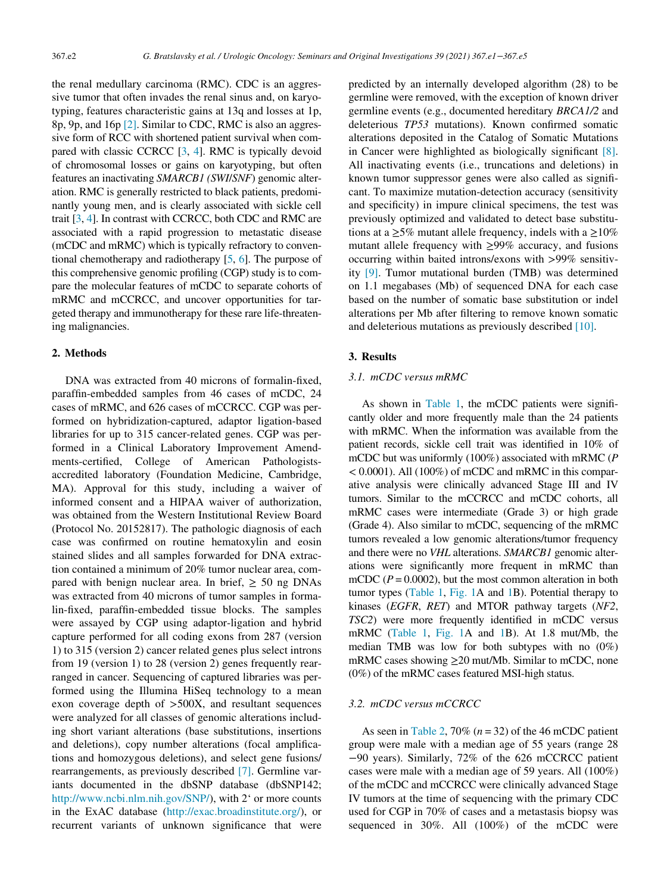the renal medullary carcinoma (RMC). CDC is an aggressive tumor that often invades the renal sinus and, on karyotyping, features characteristic gains at 13q and losses at 1p, 8p, 9p, and 16p [2]. Similar to CDC, RMC is also an aggressive form of RCC with shortened patient survival when compared with classic CCRCC [3, 4]. RMC is typically devoid of chromosomal losses or gains on karyotyping, but often features an inactivating *SMARCB1 (SWI/SNF)* genomic alteration. RMC is generally restricted to black patients, predominantly young men, and is clearly associated with sickle cell trait [3, 4]. In contrast with CCRCC, both CDC and RMC are associated with a rapid progression to metastatic disease (mCDC and mRMC) which is typically refractory to conventional chemotherapy and radiotherapy [5, 6]. The purpose of this comprehensive genomic profiling (CGP) study is to compare the molecular features of mCDC to separate cohorts of mRMC and mCCRCC, and uncover opportunities for targeted therapy and immunotherapy for these rare life-threatening malignancies.

## 2. Methods

DNA was extracted from 40 microns of formalin-fixed, paraffin-embedded samples from 46 cases of mCDC, 24 cases of mRMC, and 626 cases of mCCRCC. CGP was performed on hybridization-captured, adaptor ligation-based libraries for up to 315 cancer-related genes. CGP was performed in a Clinical Laboratory Improvement Amendments-certified, College of American Pathologists-accredited laboratory (Foundation Medicine, Cambridge, MA). Approval for this study, including a waiver of informed consent and a HIPAA waiver of authorization, was obtained from the Western Institutional Review Board (Protocol No. 20152817). The pathologic diagnosis of each case was confirmed on routine hematoxylin and eosin stained slides and all samples forwarded for DNA extraction contained a minimum of 20% tumor nuclear area, compared with benign nuclear area. In brief, ≥ 50 ng DNAs was extracted from 40 microns of tumor samples in formalin-fixed, paraffin-embedded tissue blocks. The samples were assayed by CGP using adaptor-ligation and hybrid capture performed for all coding exons from 287 (version 1) to 315 (version 2) cancer related genes plus select introns from 19 (version 1) to 28 (version 2) genes frequently rearranged in cancer. Sequencing of captured libraries was performed using the Illumina HiSeq technology to a mean exon coverage depth of >500X, and resultant sequences were analyzed for all classes of genomic alterations including short variant alterations (base substitutions, insertions and deletions), copy number alterations (focal amplifications and homozygous deletions), and select gene fusions/rearrangements, as previously described [7]. Germline variants documented in the dbSNP database (dbSNP142; http://www.ncbi.nlm.nih.gov/SNP/), with 2' or more counts in the ExAC database (http://exac.broadinstitute.org/), or recurrent variants of unknown significance that were predicted by an internally developed algorithm (28) to be germline were removed, with the exception of known driver germline events (e.g., documented hereditary *BRCA1/2* and deleterious *TP53* mutations). Known confirmed somatic alterations deposited in the Catalog of Somatic Mutations in Cancer were highlighted as biologically significant [8]. All inactivating events (i.e., truncations and deletions) in known tumor suppressor genes were also called as significant. To maximize mutation-detection accuracy (sensitivity and specificity) in impure clinical specimens, the test was previously optimized and validated to detect base substitutions at a ≥5% mutant allele frequency, indels with a ≥10% mutant allele frequency with ≥99% accuracy, and fusions occurring within baited introns/exons with >99% sensitivity [9]. Tumor mutational burden (TMB) was determined on 1.1 megabases (Mb) of sequenced DNA for each case based on the number of somatic base substitution or indel alterations per Mb after filtering to remove known somatic and deleterious mutations as previously described [10].

## 3. Results

### 3.1. mCDC versus mRMC

As shown in Table 1, the mCDC patients were significantly older and more frequently male than the 24 patients with mRMC. When the information was available from the patient records, sickle cell trait was identified in 10% of mCDC but was uniformly (100%) associated with mRMC ($P < 0.0001$). All (100%) of mCDC and mRMC in this comparative analysis were clinically advanced Stage III and IV tumors. Similar to the mCCRCC and mCDC cohorts, all mRMC cases were intermediate (Grade 3) or high grade (Grade 4). Also similar to mCDC, sequencing of the mRMC tumors revealed a low genomic alterations/tumor frequency and there were no *VHL* alterations. *SMARCB1* genomic alterations were significantly more frequent in mRMC than mCDC ($P = 0.0002$), but the most common alteration in both tumor types (Table 1, Fig. 1A and 1B). Potential therapy to kinases (*EGFR*, *RET*) and MTOR pathway targets (*NF2*, *TSC2*) were more frequently identified in mCDC versus mRMC (Table 1, Fig. 1A and 1B). At 1.8 mut/Mb, the median TMB was low for both subtypes with no (0%) mRMC cases showing ≥20 mut/Mb. Similar to mCDC, none (0%) of the mRMC cases featured MSI-high status.

### 3.2. mCDC versus mCCRCC

As seen in Table 2, 70% ($n = 32$) of the 46 mCDC patient group were male with a median age of 55 years (range 28−90 years). Similarly, 72% of the 626 mCCRCC patient cases were male with a median age of 59 years. All (100%) of the mCDC and mCCRCC were clinically advanced Stage IV tumors at the time of sequencing with the primary CDC used for CGP in 70% of cases and a metastasis biopsy was sequenced in 30%. All (100%) of the mCDC were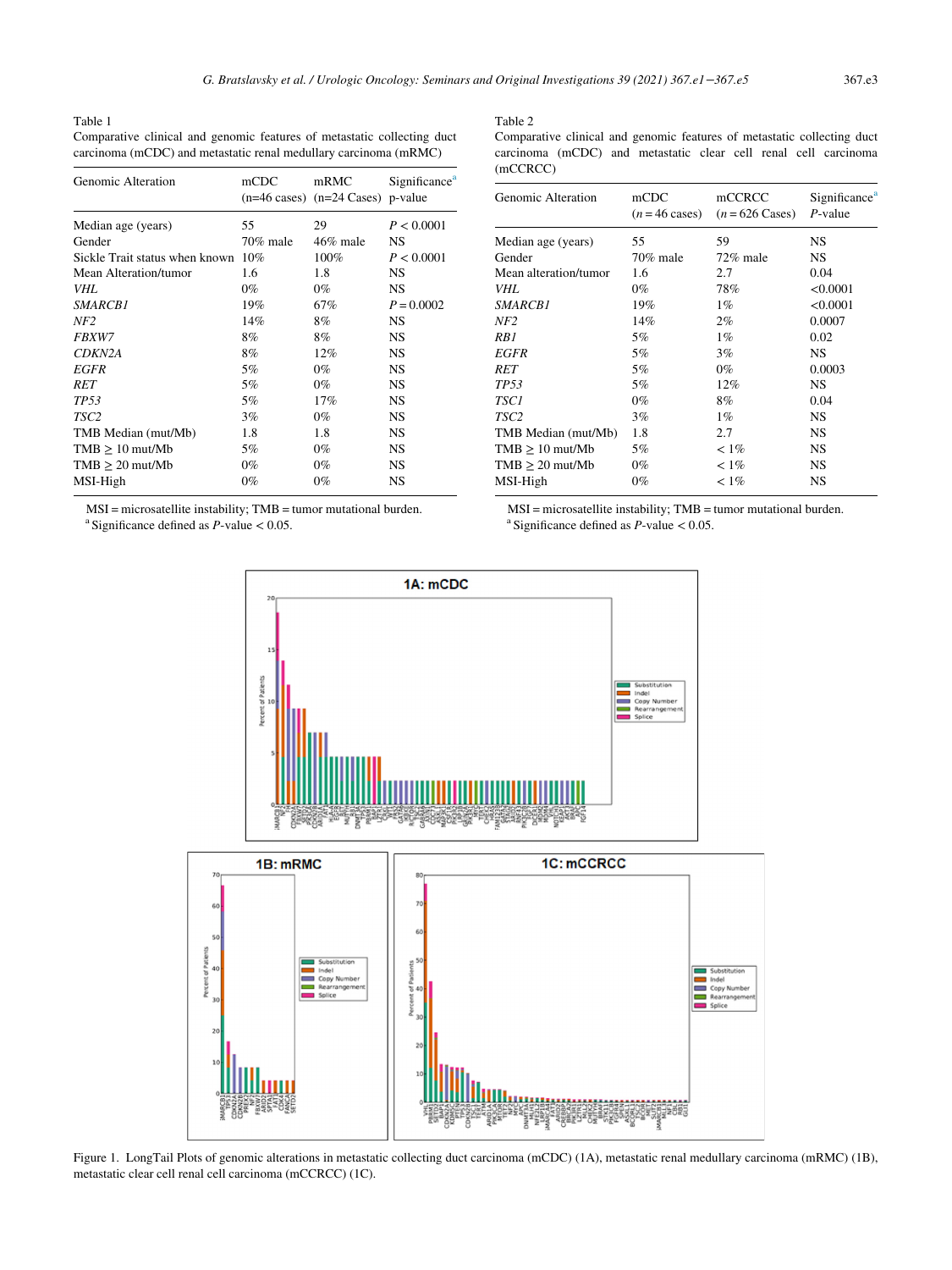Table 1
Comparative clinical and genomic features of metastatic collecting duct carcinoma (mCDC) and metastatic renal medullary carcinoma (mRMC)

| Genomic Alteration | mCDC (n=46 cases) | mRMC (n=24 Cases) | Significance[a] p-value |
|---|---|---|---|
| Median age (years) | 55 | 29 | $P < 0.0001$ |
| Gender | 70% male | 46% male | NS |
| Sickle Trait status when known | 10% | 100% | $P < 0.0001$ |
| Mean Alteration/tumor | 1.6 | 1.8 | NS |
| *VHL* | 0% | 0% | NS |
| *SMARCB1* | 19% | 67% | $P = 0.0002$ |
| *NF2* | 14% | 8% | NS |
| *FBXW7* | 8% | 8% | NS |
| *CDKN2A* | 8% | 12% | NS |
| *EGFR* | 5% | 0% | NS |
| *RET* | 5% | 0% | NS |
| *TP53* | 5% | 17% | NS |
| *TSC2* | 3% | 0% | NS |
| TMB Median (mut/Mb) | 1.8 | 1.8 | NS |
| TMB ≥ 10 mut/Mb | 5% | 0% | NS |
| TMB ≥ 20 mut/Mb | 0% | 0% | NS |
| MSI-High | 0% | 0% | NS |

MSI = microsatellite instability; TMB = tumor mutational burden.
[a] Significance defined as $P$-value < 0.05.

Table 2
Comparative clinical and genomic features of metastatic collecting duct carcinoma (mCDC) and metastatic clear cell renal cell carcinoma (mCCRCC)

| Genomic Alteration | mCDC ($n$ = 46 cases) | mCCRCC ($n$ = 626 Cases) | Significance[a] $P$-value |
|---|---|---|---|
| Median age (years) | 55 | 59 | NS |
| Gender | 70% male | 72% male | NS |
| Mean alteration/tumor | 1.6 | 2.7 | 0.04 |
| *VHL* | 0% | 78% | <0.0001 |
| *SMARCB1* | 19% | 1% | <0.0001 |
| *NF2* | 14% | 2% | 0.0007 |
| *RB1* | 5% | 1% | 0.02 |
| *EGFR* | 5% | 3% | NS |
| *RET* | 5% | 0% | 0.0003 |
| *TP53* | 5% | 12% | NS |
| *TSC1* | 0% | 8% | 0.04 |
| *TSC2* | 3% | 1% | NS |
| TMB Median (mut/Mb) | 1.8 | 2.7 | NS |
| TMB ≥ 10 mut/Mb | 5% | < 1% | NS |
| TMB ≥ 20 mut/Mb | 0% | < 1% | NS |
| MSI-High | 0% | < 1% | NS |

MSI = microsatellite instability; TMB = tumor mutational burden.
[a] Significance defined as $P$-value < 0.05.

Figure 1. LongTail Plots of genomic alterations in metastatic collecting duct carcinoma (mCDC) (1A), metastatic renal medullary carcinoma (mRMC) (1B), metastatic clear cell renal cell carcinoma (mCCRCC) (1C).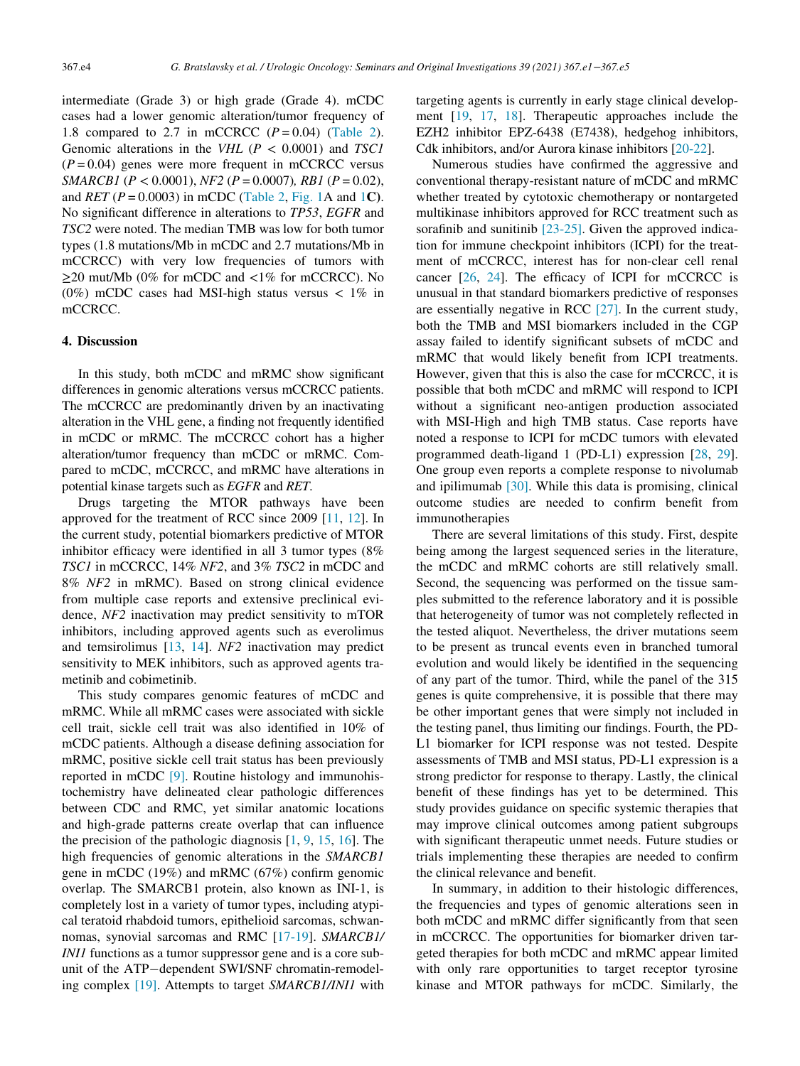intermediate (Grade 3) or high grade (Grade 4). mCDC cases had a lower genomic alteration/tumor frequency of 1.8 compared to 2.7 in mCCRCC ($P = 0.04$) (Table 2). Genomic alterations in the *VHL* ($P < 0.0001$) and *TSC1* ($P = 0.04$) genes were more frequent in mCCRCC versus *SMARCB1* ($P < 0.0001$), *NF2* ($P = 0.0007$), *RB1* ($P = 0.02$), and *RET* ($P = 0.0003$) in mCDC (Table 2, Fig. 1A and 1**C**). No significant difference in alterations to *TP53*, *EGFR* and *TSC2* were noted. The median TMB was low for both tumor types (1.8 mutations/Mb in mCDC and 2.7 mutations/Mb in mCCRCC) with very low frequencies of tumors with ≥20 mut/Mb (0% for mCDC and <1% for mCCRCC). No (0%) mCDC cases had MSI-high status versus < 1% in mCCRCC.

## 4. Discussion

In this study, both mCDC and mRMC show significant differences in genomic alterations versus mCCRCC patients. The mCCRCC are predominantly driven by an inactivating alteration in the VHL gene, a finding not frequently identified in mCDC or mRMC. The mCCRCC cohort has a higher alteration/tumor frequency than mCDC or mRMC. Compared to mCDC, mCCRCC, and mRMC have alterations in potential kinase targets such as *EGFR* and *RET*.

Drugs targeting the MTOR pathways have been approved for the treatment of RCC since 2009 [11, 12]. In the current study, potential biomarkers predictive of MTOR inhibitor efficacy were identified in all 3 tumor types (8% *TSC1* in mCCRCC, 14% *NF2*, and 3% *TSC2* in mCDC and 8% *NF2* in mRMC). Based on strong clinical evidence from multiple case reports and extensive preclinical evidence, *NF2* inactivation may predict sensitivity to mTOR inhibitors, including approved agents such as everolimus and temsirolimus [13, 14]. *NF2* inactivation may predict sensitivity to MEK inhibitors, such as approved agents trametinib and cobimetinib.

This study compares genomic features of mCDC and mRMC. While all mRMC cases were associated with sickle cell trait, sickle cell trait was also identified in 10% of mCDC patients. Although a disease defining association for mRMC, positive sickle cell trait status has been previously reported in mCDC [9]. Routine histology and immunohistochemistry have delineated clear pathologic differences between CDC and RMC, yet similar anatomic locations and high-grade patterns create overlap that can influence the precision of the pathologic diagnosis [1, 9, 15, 16]. The high frequencies of genomic alterations in the *SMARCB1* gene in mCDC (19%) and mRMC (67%) confirm genomic overlap. The SMARCB1 protein, also known as INI-1, is completely lost in a variety of tumor types, including atypical teratoid rhabdoid tumors, epithelioid sarcomas, schwannomas, synovial sarcomas and RMC [17-19]. *SMARCB1/INI1* functions as a tumor suppressor gene and is a core subunit of the ATP−dependent SWI/SNF chromatin-remodeling complex [19]. Attempts to target *SMARCB1/INI1* with targeting agents is currently in early stage clinical development [19, 17, 18]. Therapeutic approaches include the EZH2 inhibitor EPZ-6438 (E7438), hedgehog inhibitors, Cdk inhibitors, and/or Aurora kinase inhibitors [20-22].

Numerous studies have confirmed the aggressive and conventional therapy-resistant nature of mCDC and mRMC whether treated by cytotoxic chemotherapy or nontargeted multikinase inhibitors approved for RCC treatment such as sorafinib and sunitinib [23-25]. Given the approved indication for immune checkpoint inhibitors (ICPI) for the treatment of mCCRCC, interest has for non-clear cell renal cancer [26, 24]. The efficacy of ICPI for mCCRCC is unusual in that standard biomarkers predictive of responses are essentially negative in RCC [27]. In the current study, both the TMB and MSI biomarkers included in the CGP assay failed to identify significant subsets of mCDC and mRMC that would likely benefit from ICPI treatments. However, given that this is also the case for mCCRCC, it is possible that both mCDC and mRMC will respond to ICPI without a significant neo-antigen production associated with MSI-High and high TMB status. Case reports have noted a response to ICPI for mCDC tumors with elevated programmed death-ligand 1 (PD-L1) expression [28, 29]. One group even reports a complete response to nivolumab and ipilimumab [30]. While this data is promising, clinical outcome studies are needed to confirm benefit from immunotherapies

There are several limitations of this study. First, despite being among the largest sequenced series in the literature, the mCDC and mRMC cohorts are still relatively small. Second, the sequencing was performed on the tissue samples submitted to the reference laboratory and it is possible that heterogeneity of tumor was not completely reflected in the tested aliquot. Nevertheless, the driver mutations seem to be present as truncal events even in branched tumoral evolution and would likely be identified in the sequencing of any part of the tumor. Third, while the panel of the 315 genes is quite comprehensive, it is possible that there may be other important genes that were simply not included in the testing panel, thus limiting our findings. Fourth, the PD-L1 biomarker for ICPI response was not tested. Despite assessments of TMB and MSI status, PD-L1 expression is a strong predictor for response to therapy. Lastly, the clinical benefit of these findings has yet to be determined. This study provides guidance on specific systemic therapies that may improve clinical outcomes among patient subgroups with significant therapeutic unmet needs. Future studies or trials implementing these therapies are needed to confirm the clinical relevance and benefit.

In summary, in addition to their histologic differences, the frequencies and types of genomic alterations seen in both mCDC and mRMC differ significantly from that seen in mCCRCC. The opportunities for biomarker driven targeted therapies for both mCDC and mRMC appear limited with only rare opportunities to target receptor tyrosine kinase and MTOR pathways for mCDC. Similarly, the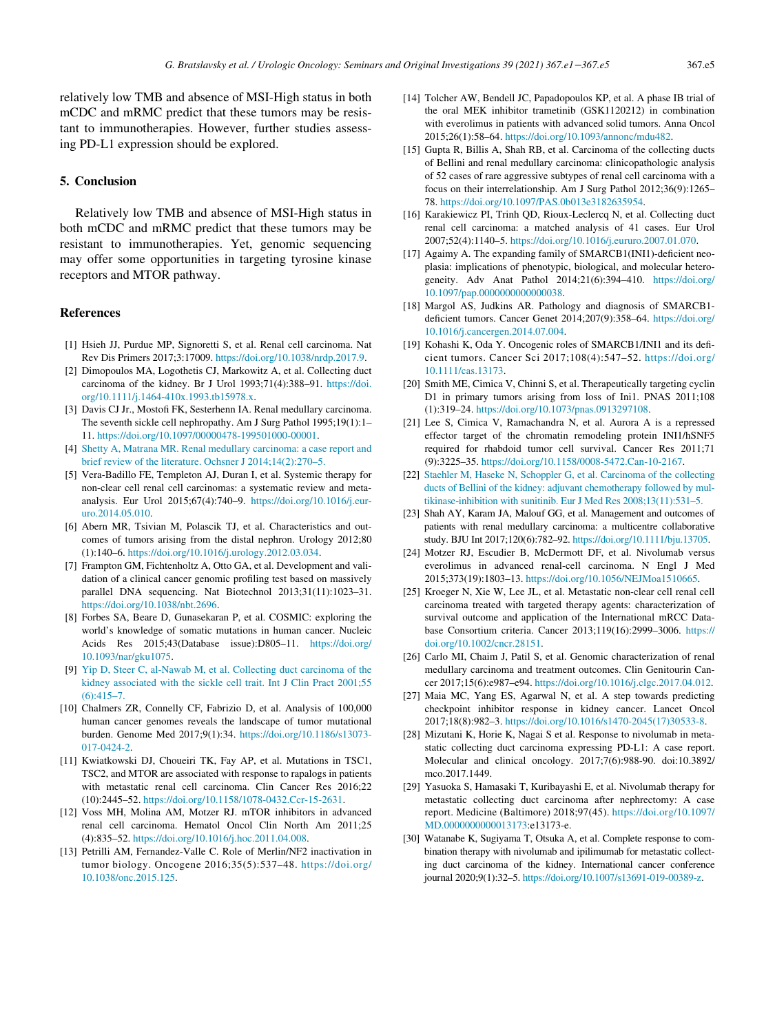relatively low TMB and absence of MSI-High status in both mCDC and mRMC predict that these tumors may be resistant to immunotherapies. However, further studies assessing PD-L1 expression should be explored.

## 5. Conclusion

Relatively low TMB and absence of MSI-High status in both mCDC and mRMC predict that these tumors may be resistant to immunotherapies. Yet, genomic sequencing may offer some opportunities in targeting tyrosine kinase receptors and MTOR pathway.

## References

[1] Hsieh JJ, Purdue MP, Signoretti S, et al. Renal cell carcinoma. Nat Rev Dis Primers 2017;3:17009. https://doi.org/10.1038/nrdp.2017.9.

[2] Dimopoulos MA, Logothetis CJ, Markowitz A, et al. Collecting duct carcinoma of the kidney. Br J Urol 1993;71(4):388–91. https://doi.org/10.1111/j.1464-410x.1993.tb15978.x.

[3] Davis CJ Jr., Mostofi FK, Sesterhenn IA. Renal medullary carcinoma. The seventh sickle cell nephropathy. Am J Surg Pathol 1995;19(1):1–11. https://doi.org/10.1097/00000478-199501000-00001.

[4] Shetty A, Matrana MR. Renal medullary carcinoma: a case report and brief review of the literature. Ochsner J 2014;14(2):270–5.

[5] Vera-Badillo FE, Templeton AJ, Duran I, et al. Systemic therapy for non-clear cell renal cell carcinomas: a systematic review and meta-analysis. Eur Urol 2015;67(4):740–9. https://doi.org/10.1016/j.eururo.2014.05.010.

[6] Abern MR, Tsivian M, Polascik TJ, et al. Characteristics and outcomes of tumors arising from the distal nephron. Urology 2012;80(1):140–6. https://doi.org/10.1016/j.urology.2012.03.034.

[7] Frampton GM, Fichtenholtz A, Otto GA, et al. Development and validation of a clinical cancer genomic profiling test based on massively parallel DNA sequencing. Nat Biotechnol 2013;31(11):1023–31. https://doi.org/10.1038/nbt.2696.

[8] Forbes SA, Beare D, Gunasekaran P, et al. COSMIC: exploring the world's knowledge of somatic mutations in human cancer. Nucleic Acids Res 2015;43(Database issue):D805–11. https://doi.org/10.1093/nar/gku1075.

[9] Yip D, Steer C, al-Nawab M, et al. Collecting duct carcinoma of the kidney associated with the sickle cell trait. Int J Clin Pract 2001;55(6):415–7.

[10] Chalmers ZR, Connelly CF, Fabrizio D, et al. Analysis of 100,000 human cancer genomes reveals the landscape of tumor mutational burden. Genome Med 2017;9(1):34. https://doi.org/10.1186/s13073-017-0424-2.

[11] Kwiatkowski DJ, Choueiri TK, Fay AP, et al. Mutations in TSC1, TSC2, and MTOR are associated with response to rapalogs in patients with metastatic renal cell carcinoma. Clin Cancer Res 2016;22(10):2445–52. https://doi.org/10.1158/1078-0432.Ccr-15-2631.

[12] Voss MH, Molina AM, Motzer RJ. mTOR inhibitors in advanced renal cell carcinoma. Hematol Oncol Clin North Am 2011;25(4):835–52. https://doi.org/10.1016/j.hoc.2011.04.008.

[13] Petrilli AM, Fernandez-Valle C. Role of Merlin/NF2 inactivation in tumor biology. Oncogene 2016;35(5):537–48. https://doi.org/10.1038/onc.2015.125.

[14] Tolcher AW, Bendell JC, Papadopoulos KP, et al. A phase IB trial of the oral MEK inhibitor trametinib (GSK1120212) in combination with everolimus in patients with advanced solid tumors. Anna Oncol 2015;26(1):58–64. https://doi.org/10.1093/annonc/mdu482.

[15] Gupta R, Billis A, Shah RB, et al. Carcinoma of the collecting ducts of Bellini and renal medullary carcinoma: clinicopathologic analysis of 52 cases of rare aggressive subtypes of renal cell carcinoma with a focus on their interrelationship. Am J Surg Pathol 2012;36(9):1265–78. https://doi.org/10.1097/PAS.0b013e3182635954.

[16] Karakiewicz PI, Trinh QD, Rioux-Leclercq N, et al. Collecting duct renal cell carcinoma: a matched analysis of 41 cases. Eur Urol 2007;52(4):1140–5. https://doi.org/10.1016/j.eururo.2007.01.070.

[17] Agaimy A. The expanding family of SMARCB1(INI1)-deficient neoplasia: implications of phenotypic, biological, and molecular heterogeneity. Adv Anat Pathol 2014;21(6):394–410. https://doi.org/10.1097/pap.0000000000000038.

[18] Margol AS, Judkins AR. Pathology and diagnosis of SMARCB1-deficient tumors. Cancer Genet 2014;207(9):358–64. https://doi.org/10.1016/j.cancergen.2014.07.004.

[19] Kohashi K, Oda Y. Oncogenic roles of SMARCB1/INI1 and its deficient tumors. Cancer Sci 2017;108(4):547–52. https://doi.org/10.1111/cas.13173.

[20] Smith ME, Cimica V, Chinni S, et al. Therapeutically targeting cyclin D1 in primary tumors arising from loss of Ini1. PNAS 2011;108(1):319–24. https://doi.org/10.1073/pnas.0913297108.

[21] Lee S, Cimica V, Ramachandra N, et al. Aurora A is a repressed effector target of the chromatin remodeling protein INI1/hSNF5 required for rhabdoid tumor cell survival. Cancer Res 2011;71(9):3225–35. https://doi.org/10.1158/0008-5472.Can-10-2167.

[22] Staehler M, Haseke N, Schoppler G, et al. Carcinoma of the collecting ducts of Bellini of the kidney: adjuvant chemotherapy followed by multikinase-inhibition with sunitinib. Eur J Med Res 2008;13(11):531–5.

[23] Shah AY, Karam JA, Malouf GG, et al. Management and outcomes of patients with renal medullary carcinoma: a multicentre collaborative study. BJU Int 2017;120(6):782–92. https://doi.org/10.1111/bju.13705.

[24] Motzer RJ, Escudier B, McDermott DF, et al. Nivolumab versus everolimus in advanced renal-cell carcinoma. N Engl J Med 2015;373(19):1803–13. https://doi.org/10.1056/NEJMoa1510665.

[25] Kroeger N, Xie W, Lee JL, et al. Metastatic non-clear cell renal cell carcinoma treated with targeted therapy agents: characterization of survival outcome and application of the International mRCC Database Consortium criteria. Cancer 2013;119(16):2999–3006. https://doi.org/10.1002/cncr.28151.

[26] Carlo MI, Chaim J, Patil S, et al. Genomic characterization of renal medullary carcinoma and treatment outcomes. Clin Genitourin Cancer 2017;15(6):e987–e94. https://doi.org/10.1016/j.clgc.2017.04.012.

[27] Maia MC, Yang ES, Agarwal N, et al. A step towards predicting checkpoint inhibitor response in kidney cancer. Lancet Oncol 2017;18(8):982–3. https://doi.org/10.1016/s1470-2045(17)30533-8.

[28] Mizutani K, Horie K, Nagai S et al. Response to nivolumab in metastatic collecting duct carcinoma expressing PD-L1: A case report. Molecular and clinical oncology. 2017;7(6):988-90. doi:10.3892/mco.2017.1449.

[29] Yasuoka S, Hamasaki T, Kuribayashi E, et al. Nivolumab therapy for metastatic collecting duct carcinoma after nephrectomy: A case report. Medicine (Baltimore) 2018;97(45). https://doi.org/10.1097/MD.0000000000013173:e13173-e.

[30] Watanabe K, Sugiyama T, Otsuka A, et al. Complete response to combination therapy with nivolumab and ipilimumab for metastatic collecting duct carcinoma of the kidney. International cancer conference journal 2020;9(1):32–5. https://doi.org/10.1007/s13691-019-00389-z.